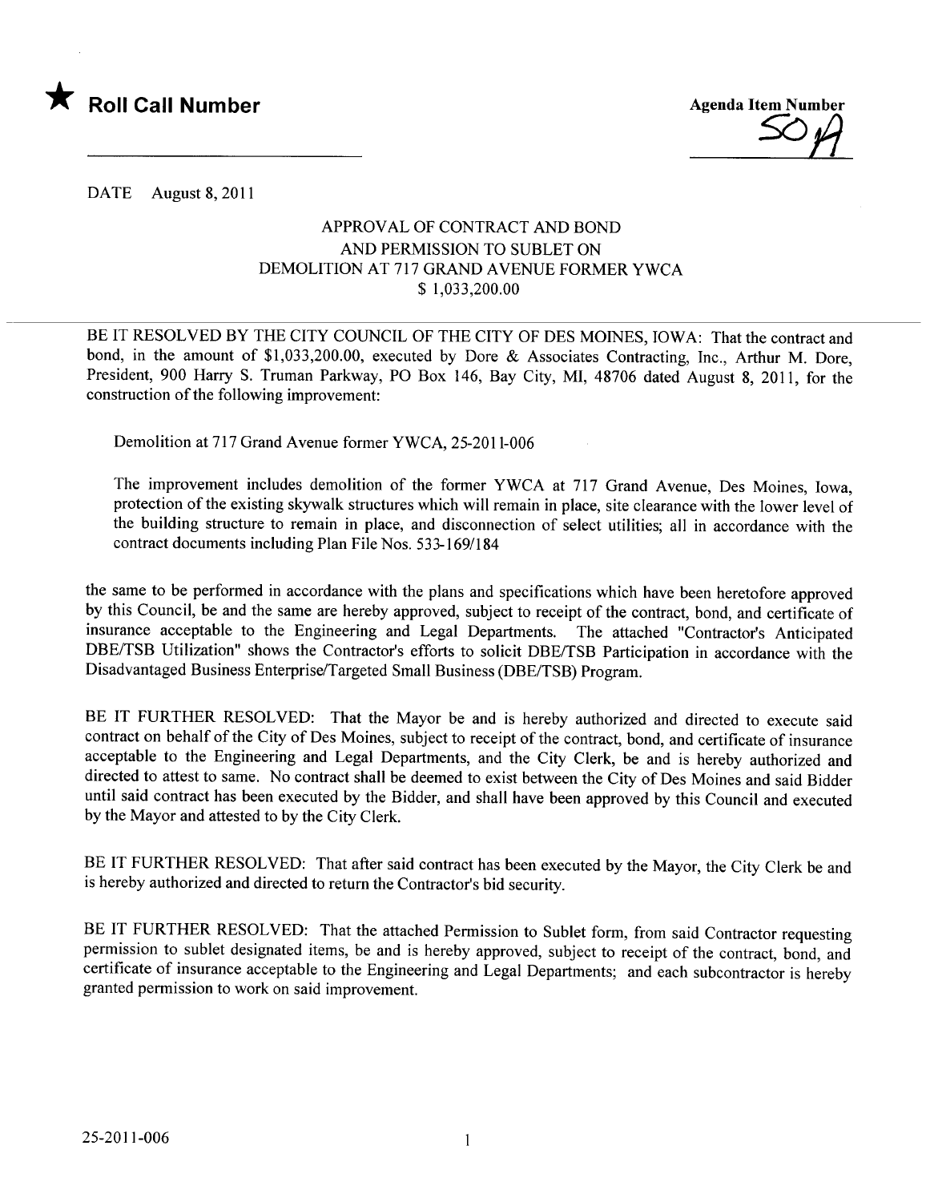★ **Roll Call Number**

Agenda Item Number
50A

DATE August 8, 2011

APPROVAL OF CONTRACT AND BOND
AND PERMISSION TO SUBLET ON
DEMOLITION AT 717 GRAND AVENUE FORMER YWCA
$ 1,033,200.00

BE IT RESOLVED BY THE CITY COUNCIL OF THE CITY OF DES MOINES, IOWA: That the contract and bond, in the amount of $1,033,200.00, executed by Dore & Associates Contracting, Inc., Arthur M. Dore, President, 900 Harry S. Truman Parkway, PO Box 146, Bay City, MI, 48706 dated August 8, 2011, for the construction of the following improvement:

Demolition at 717 Grand Avenue former YWCA, 25-2011-006

The improvement includes demolition of the former YWCA at 717 Grand Avenue, Des Moines, Iowa, protection of the existing skywalk structures which will remain in place, site clearance with the lower level of the building structure to remain in place, and disconnection of select utilities; all in accordance with the contract documents including Plan File Nos. 533-169/184

the same to be performed in accordance with the plans and specifications which have been heretofore approved by this Council, be and the same are hereby approved, subject to receipt of the contract, bond, and certificate of insurance acceptable to the Engineering and Legal Departments. The attached "Contractor's Anticipated DBE/TSB Utilization" shows the Contractor's efforts to solicit DBE/TSB Participation in accordance with the Disadvantaged Business Enterprise/Targeted Small Business (DBE/TSB) Program.

BE IT FURTHER RESOLVED: That the Mayor be and is hereby authorized and directed to execute said contract on behalf of the City of Des Moines, subject to receipt of the contract, bond, and certificate of insurance acceptable to the Engineering and Legal Departments, and the City Clerk, be and is hereby authorized and directed to attest to same. No contract shall be deemed to exist between the City of Des Moines and said Bidder until said contract has been executed by the Bidder, and shall have been approved by this Council and executed by the Mayor and attested to by the City Clerk.

BE IT FURTHER RESOLVED: That after said contract has been executed by the Mayor, the City Clerk be and is hereby authorized and directed to return the Contractor's bid security.

BE IT FURTHER RESOLVED: That the attached Permission to Sublet form, from said Contractor requesting permission to sublet designated items, be and is hereby approved, subject to receipt of the contract, bond, and certificate of insurance acceptable to the Engineering and Legal Departments; and each subcontractor is hereby granted permission to work on said improvement.

25-2011-006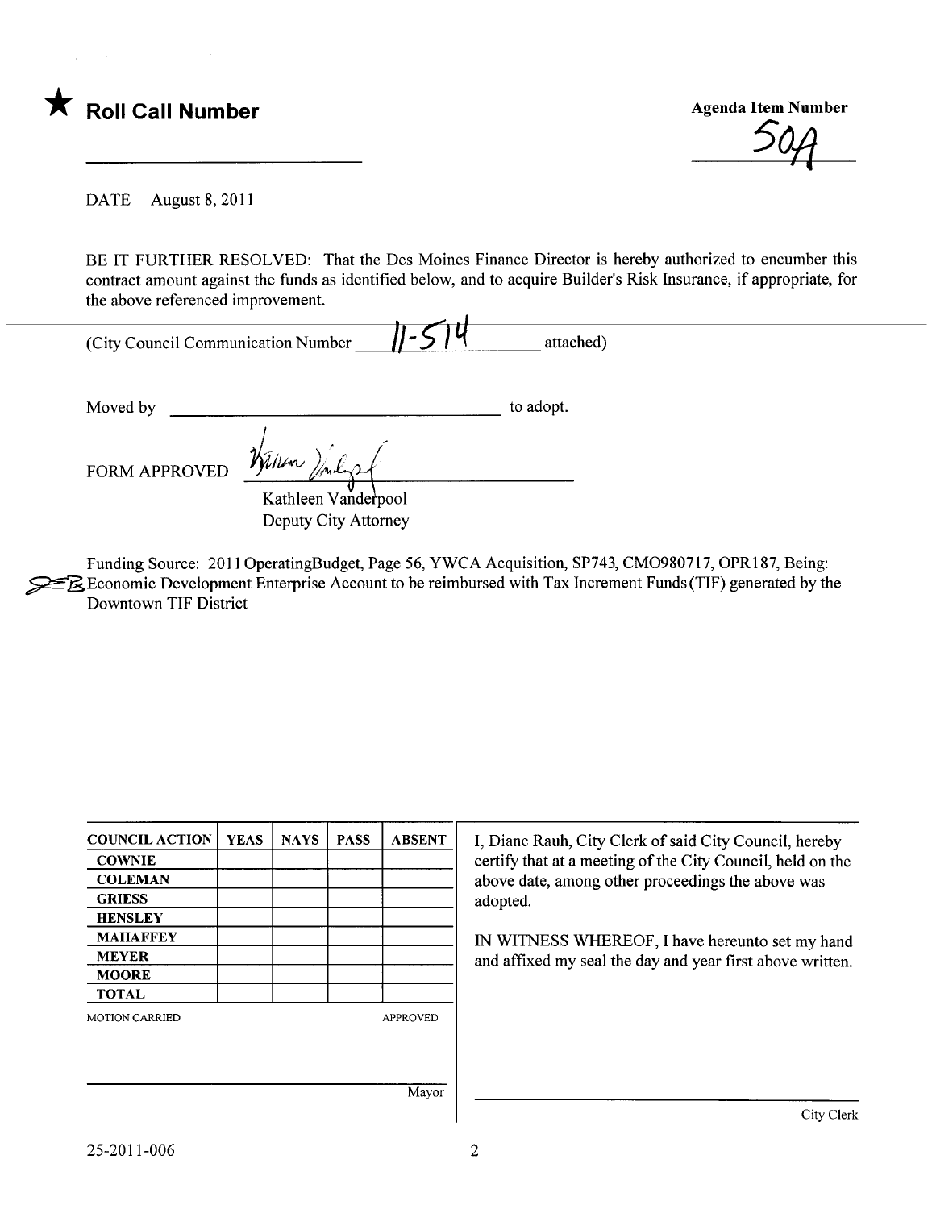★ **Roll Call Number**

**Agenda Item Number**

50A

DATE August 8, 2011

BE IT FURTHER RESOLVED: That the Des Moines Finance Director is hereby authorized to encumber this contract amount against the funds as identified below, and to acquire Builder's Risk Insurance, if appropriate, for the above referenced improvement.

(City Council Communication Number 11-514 attached)

Moved by ______________________ to adopt.

FORM APPROVED

Kathleen Vanderpool
Deputy City Attorney

Funding Source: 2011 OperatingBudget, Page 56, YWCA Acquisition, SP743, CMO980717, OPR187, Being: Economic Development Enterprise Account to be reimbursed with Tax Increment Funds (TIF) generated by the Downtown TIF District

| COUNCIL ACTION | YEAS | NAYS | PASS | ABSENT |
|---|---|---|---|---|
| COWNIE | | | | |
| COLEMAN | | | | |
| GRIESS | | | | |
| HENSLEY | | | | |
| MAHAFFEY | | | | |
| MEYER | | | | |
| MOORE | | | | |
| TOTAL | | | | |

MOTION CARRIED APPROVED

Mayor

I, Diane Rauh, City Clerk of said City Council, hereby certify that at a meeting of the City Council, held on the above date, among other proceedings the above was adopted.

IN WITNESS WHEREOF, I have hereunto set my hand and affixed my seal the day and year first above written.

City Clerk

25-2011-006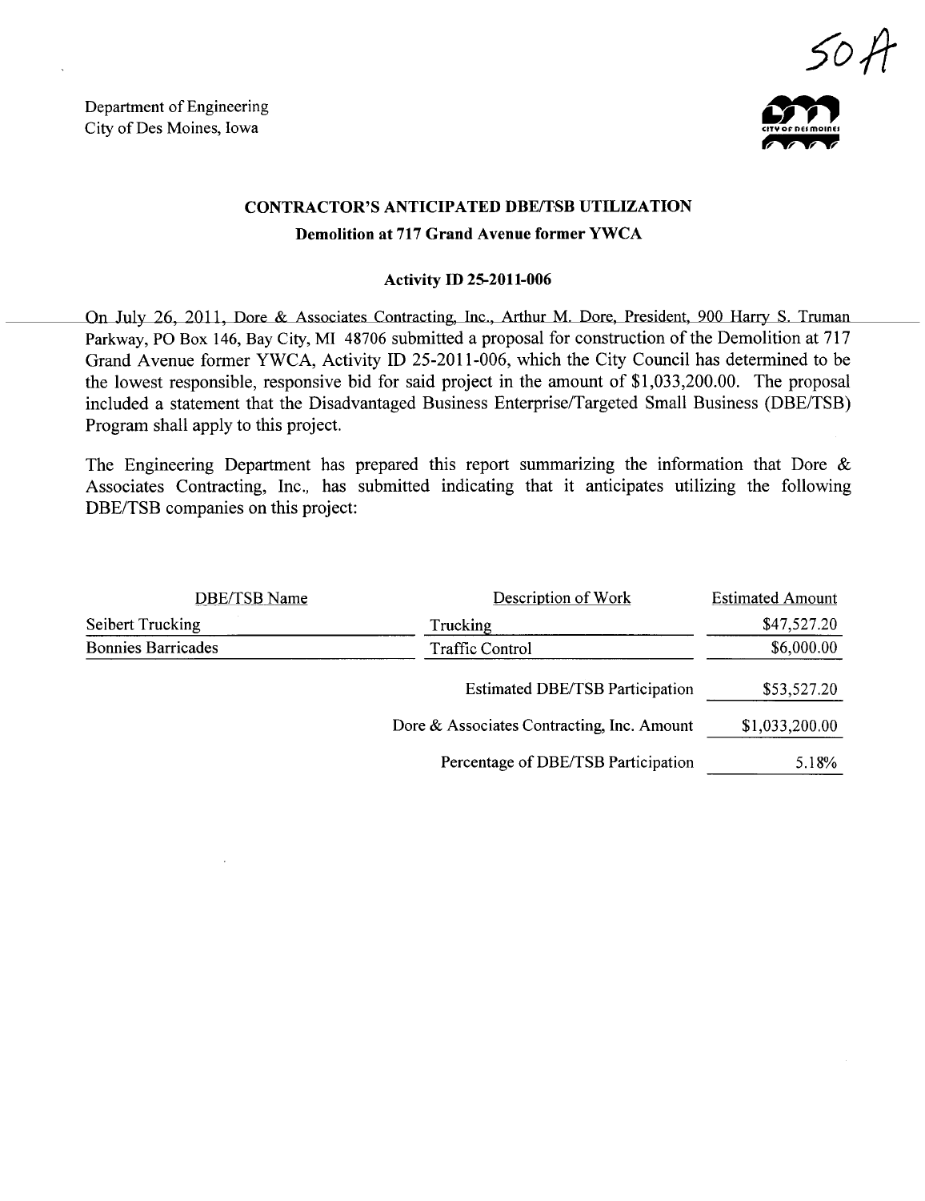50A

Department of Engineering
City of Des Moines, Iowa

## CONTRACTOR'S ANTICIPATED DBE/TSB UTILIZATION

**Demolition at 717 Grand Avenue former YWCA**

**Activity ID 25-2011-006**

On July 26, 2011, Dore & Associates Contracting, Inc., Arthur M. Dore, President, 900 Harry S. Truman Parkway, PO Box 146, Bay City, MI 48706 submitted a proposal for construction of the Demolition at 717 Grand Avenue former YWCA, Activity ID 25-2011-006, which the City Council has determined to be the lowest responsible, responsive bid for said project in the amount of $1,033,200.00. The proposal included a statement that the Disadvantaged Business Enterprise/Targeted Small Business (DBE/TSB) Program shall apply to this project.

The Engineering Department has prepared this report summarizing the information that Dore & Associates Contracting, Inc., has submitted indicating that it anticipates utilizing the following DBE/TSB companies on this project:

| DBE/TSB Name | Description of Work | Estimated Amount |
|---|---|---|
| Seibert Trucking | Trucking | $47,527.20 |
| Bonnies Barricades | Traffic Control | $6,000.00 |
| | Estimated DBE/TSB Participation | $53,527.20 |
| | Dore & Associates Contracting, Inc. Amount | $1,033,200.00 |
| | Percentage of DBE/TSB Participation | 5.18% |